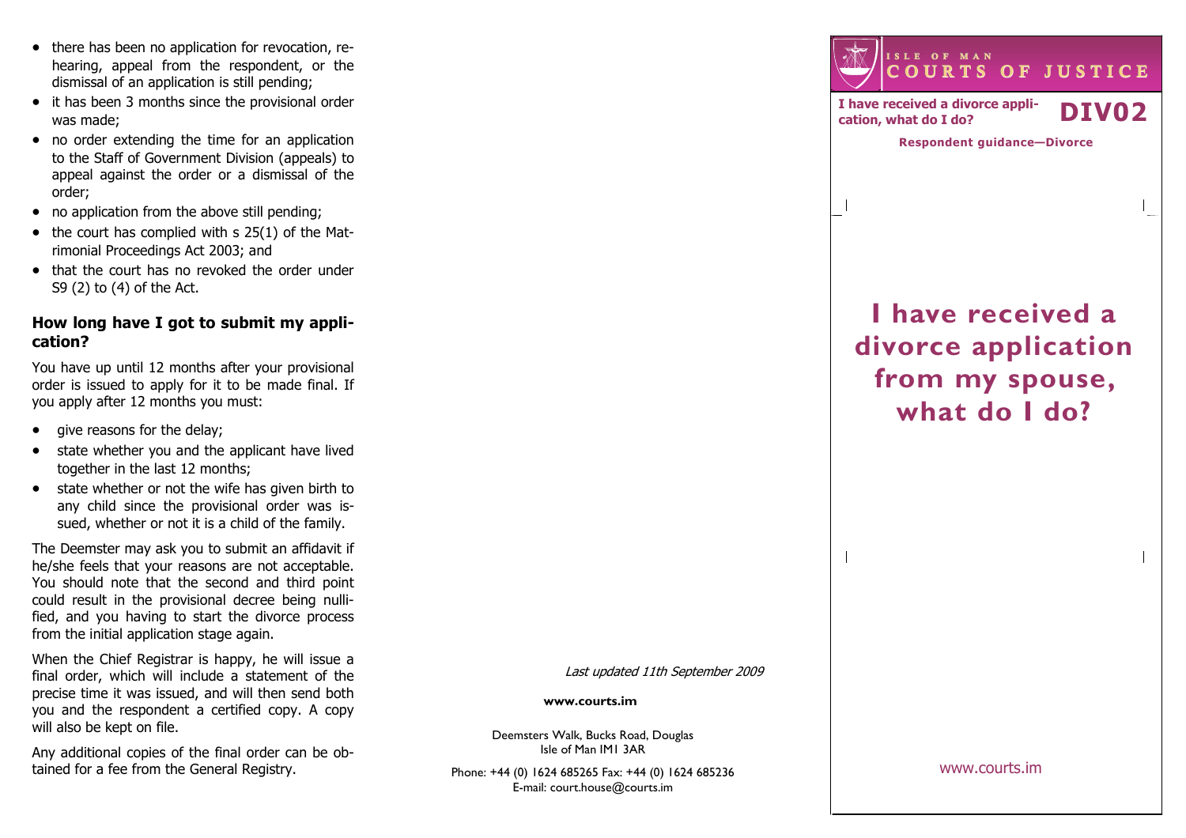- there has been no application for revocation, re-hearing, appeal from the respondent, or the dismissal of an application is still pending;
- it has been 3 months since the provisional order was made;
- no order extending the time for an application to the Staff of Government Division (appeals) to appeal against the order or a dismissal of the order;
- no application from the above still pending;
- the court has complied with s 25(1) of the Matrimonial Proceedings Act 2003; and
- that the court has no revoked the order under S9 (2) to (4) of the Act.

### How long have I got to submit my application?

You have up until 12 months after your provisional order is issued to apply for it to be made final. If you apply after 12 months you must:

- give reasons for the delay;
- state whether you and the applicant have lived together in the last 12 months;
- state whether or not the wife has given birth to any child since the provisional order was issued, whether or not it is a child of the family.

The Deemster may ask you to submit an affidavit if he/she feels that your reasons are not acceptable. You should note that the second and third point could result in the provisional decree being nullified, and you having to start the divorce process from the initial application stage again.

When the Chief Registrar is happy, he will issue a final order, which will include a statement of the precise time it was issued, and will then send both you and the respondent a certified copy. A copy will also be kept on file.

Any additional copies of the final order can be obtained for a fee from the General Registry.

*Last updated 11th September 2009*

**www.courts.im**

Deemsters Walk, Bucks Road, Douglas
Isle of Man IM1 3AR

Phone: +44 (0) 1624 685265 Fax: +44 (0) 1624 685236
E-mail: court.house@courts.im

ISLE OF MAN
COURTS OF JUSTICE

**I have received a divorce application, what do I do?** **DIV02**

**Respondent guidance—Divorce**

# I have received a divorce application from my spouse, what do I do?

www.courts.im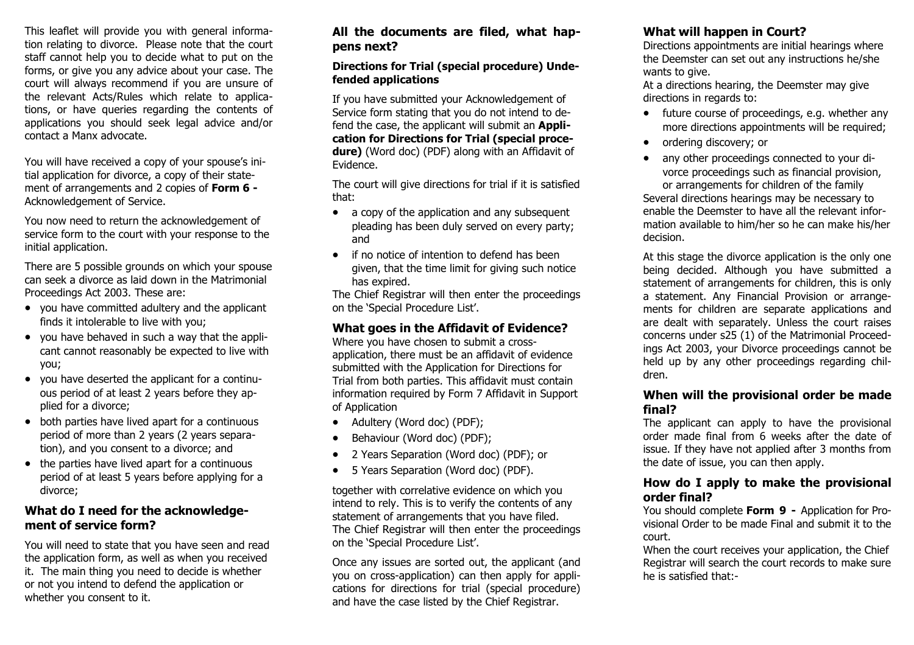This leaflet will provide you with general information relating to divorce. Please note that the court staff cannot help you to decide what to put on the forms, or give you any advice about your case. The court will always recommend if you are unsure of the relevant Acts/Rules which relate to applications, or have queries regarding the contents of applications you should seek legal advice and/or contact a Manx advocate.

You will have received a copy of your spouse's initial application for divorce, a copy of their statement of arrangements and 2 copies of **Form 6 -** Acknowledgement of Service.

You now need to return the acknowledgement of service form to the court with your response to the initial application.

There are 5 possible grounds on which your spouse can seek a divorce as laid down in the Matrimonial Proceedings Act 2003. These are:

- you have committed adultery and the applicant finds it intolerable to live with you;
- you have behaved in such a way that the applicant cannot reasonably be expected to live with you;
- you have deserted the applicant for a continuous period of at least 2 years before they applied for a divorce;
- both parties have lived apart for a continuous period of more than 2 years (2 years separation), and you consent to a divorce; and
- the parties have lived apart for a continuous period of at least 5 years before applying for a divorce;

## What do I need for the acknowledgement of service form?

You will need to state that you have seen and read the application form, as well as when you received it. The main thing you need to decide is whether or not you intend to defend the application or whether you consent to it.

## All the documents are filed, what happens next?

### Directions for Trial (special procedure) Undefended applications

If you have submitted your Acknowledgement of Service form stating that you do not intend to defend the case, the applicant will submit an **Application for Directions for Trial (special procedure)** (Word doc) (PDF) along with an Affidavit of Evidence.

The court will give directions for trial if it is satisfied that:

- a copy of the application and any subsequent pleading has been duly served on every party; and
- if no notice of intention to defend has been given, that the time limit for giving such notice has expired.

The Chief Registrar will then enter the proceedings on the 'Special Procedure List'.

## What goes in the Affidavit of Evidence?

Where you have chosen to submit a cross-application, there must be an affidavit of evidence submitted with the Application for Directions for Trial from both parties. This affidavit must contain information required by Form 7 Affidavit in Support of Application

- Adultery (Word doc) (PDF);
- Behaviour (Word doc) (PDF);
- 2 Years Separation (Word doc) (PDF); or
- 5 Years Separation (Word doc) (PDF).

together with correlative evidence on which you intend to rely. This is to verify the contents of any statement of arrangements that you have filed. The Chief Registrar will then enter the proceedings on the 'Special Procedure List'.

Once any issues are sorted out, the applicant (and you on cross-application) can then apply for applications for directions for trial (special procedure) and have the case listed by the Chief Registrar.

## What will happen in Court?

Directions appointments are initial hearings where the Deemster can set out any instructions he/she wants to give.

At a directions hearing, the Deemster may give directions in regards to:

- future course of proceedings, e.g. whether any more directions appointments will be required;
- ordering discovery; or
- any other proceedings connected to your divorce proceedings such as financial provision, or arrangements for children of the family

Several directions hearings may be necessary to enable the Deemster to have all the relevant information available to him/her so he can make his/her decision.

At this stage the divorce application is the only one being decided. Although you have submitted a statement of arrangements for children, this is only a statement. Any Financial Provision or arrangements for children are separate applications and are dealt with separately. Unless the court raises concerns under s25 (1) of the Matrimonial Proceedings Act 2003, your Divorce proceedings cannot be held up by any other proceedings regarding children.

## When will the provisional order be made final?

The applicant can apply to have the provisional order made final from 6 weeks after the date of issue. If they have not applied after 3 months from the date of issue, you can then apply.

## How do I apply to make the provisional order final?

You should complete **Form 9 -** Application for Provisional Order to be made Final and submit it to the court.

When the court receives your application, the Chief Registrar will search the court records to make sure he is satisfied that:-